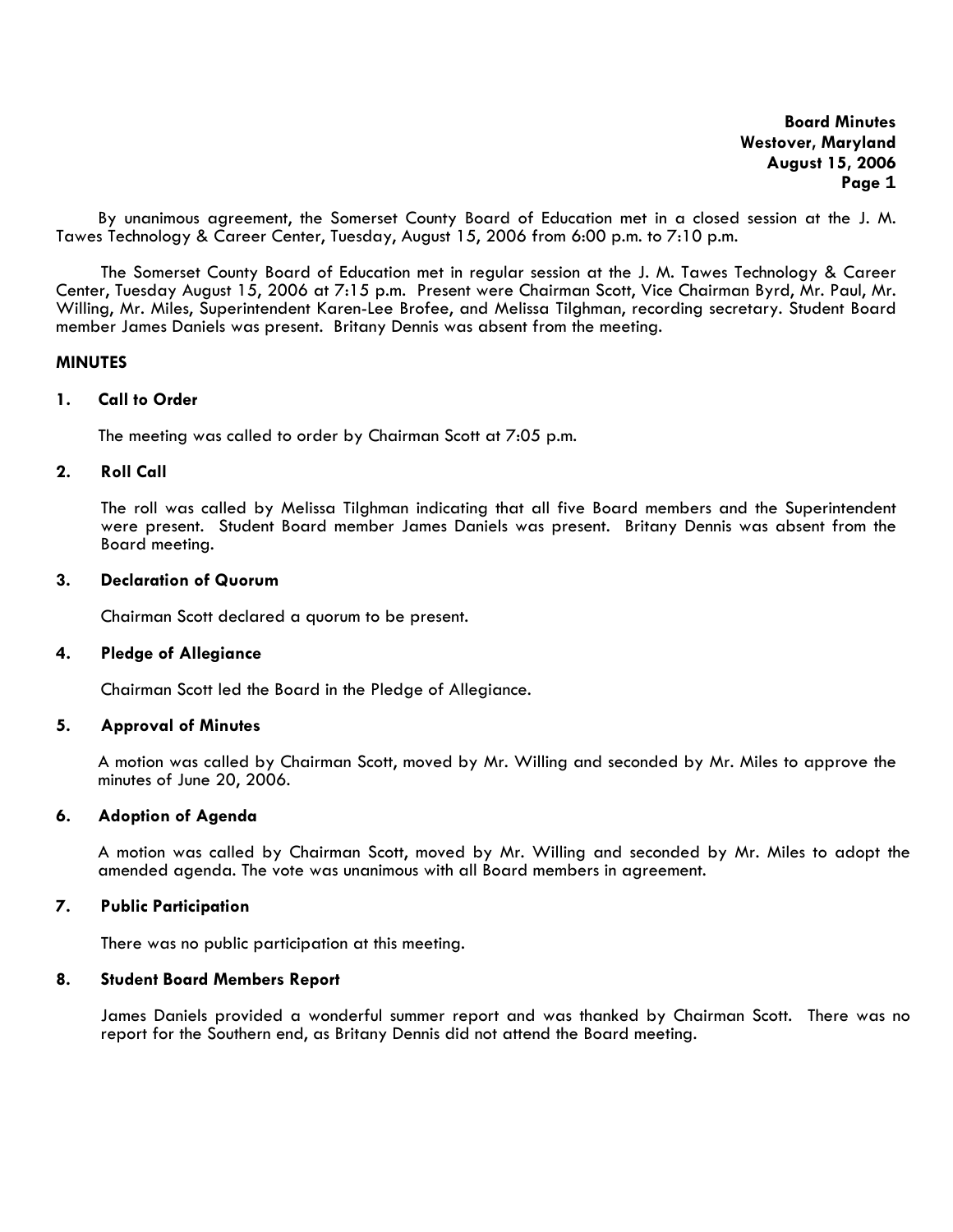**Board Minutes**
**Westover, Maryland**
**August 15, 2006**

By unanimous agreement, the Somerset County Board of Education met in a closed session at the J. M. Tawes Technology & Career Center, Tuesday, August 15, 2006 from 6:00 p.m. to 7:10 p.m.

The Somerset County Board of Education met in regular session at the J. M. Tawes Technology & Career Center, Tuesday August 15, 2006 at 7:15 p.m. Present were Chairman Scott, Vice Chairman Byrd, Mr. Paul, Mr. Willing, Mr. Miles, Superintendent Karen-Lee Brofee, and Melissa Tilghman, recording secretary. Student Board member James Daniels was present. Britany Dennis was absent from the meeting.

## MINUTES

### 1. Call to Order

The meeting was called to order by Chairman Scott at 7:05 p.m.

### 2. Roll Call

The roll was called by Melissa Tilghman indicating that all five Board members and the Superintendent were present. Student Board member James Daniels was present. Britany Dennis was absent from the Board meeting.

### 3. Declaration of Quorum

Chairman Scott declared a quorum to be present.

### 4. Pledge of Allegiance

Chairman Scott led the Board in the Pledge of Allegiance.

### 5. Approval of Minutes

A motion was called by Chairman Scott, moved by Mr. Willing and seconded by Mr. Miles to approve the minutes of June 20, 2006.

### 6. Adoption of Agenda

A motion was called by Chairman Scott, moved by Mr. Willing and seconded by Mr. Miles to adopt the amended agenda. The vote was unanimous with all Board members in agreement.

### 7. Public Participation

There was no public participation at this meeting.

### 8. Student Board Members Report

James Daniels provided a wonderful summer report and was thanked by Chairman Scott. There was no report for the Southern end, as Britany Dennis did not attend the Board meeting.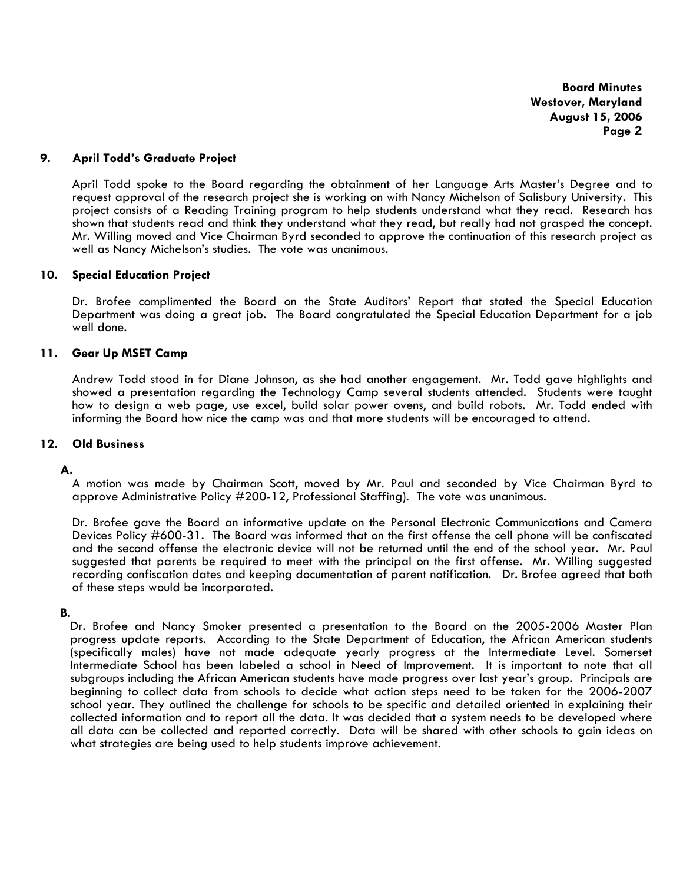### 9. April Todd's Graduate Project

April Todd spoke to the Board regarding the obtainment of her Language Arts Master's Degree and to request approval of the research project she is working on with Nancy Michelson of Salisbury University. This project consists of a Reading Training program to help students understand what they read. Research has shown that students read and think they understand what they read, but really had not grasped the concept. Mr. Willing moved and Vice Chairman Byrd seconded to approve the continuation of this research project as well as Nancy Michelson's studies. The vote was unanimous.

### 10. Special Education Project

Dr. Brofee complimented the Board on the State Auditors' Report that stated the Special Education Department was doing a great job. The Board congratulated the Special Education Department for a job well done.

### 11. Gear Up MSET Camp

Andrew Todd stood in for Diane Johnson, as she had another engagement. Mr. Todd gave highlights and showed a presentation regarding the Technology Camp several students attended. Students were taught how to design a web page, use excel, build solar power ovens, and build robots. Mr. Todd ended with informing the Board how nice the camp was and that more students will be encouraged to attend.

### 12. Old Business

**A.**

A motion was made by Chairman Scott, moved by Mr. Paul and seconded by Vice Chairman Byrd to approve Administrative Policy #200-12, Professional Staffing). The vote was unanimous.

Dr. Brofee gave the Board an informative update on the Personal Electronic Communications and Camera Devices Policy #600-31. The Board was informed that on the first offense the cell phone will be confiscated and the second offense the electronic device will not be returned until the end of the school year. Mr. Paul suggested that parents be required to meet with the principal on the first offense. Mr. Willing suggested recording confiscation dates and keeping documentation of parent notification. Dr. Brofee agreed that both of these steps would be incorporated.

**B.**

Dr. Brofee and Nancy Smoker presented a presentation to the Board on the 2005-2006 Master Plan progress update reports. According to the State Department of Education, the African American students (specifically males) have not made adequate yearly progress at the Intermediate Level. Somerset Intermediate School has been labeled a school in Need of Improvement. It is important to note that <u>all</u> subgroups including the African American students have made progress over last year's group. Principals are beginning to collect data from schools to decide what action steps need to be taken for the 2006-2007 school year. They outlined the challenge for schools to be specific and detailed oriented in explaining their collected information and to report all the data. It was decided that a system needs to be developed where all data can be collected and reported correctly. Data will be shared with other schools to gain ideas on what strategies are being used to help students improve achievement.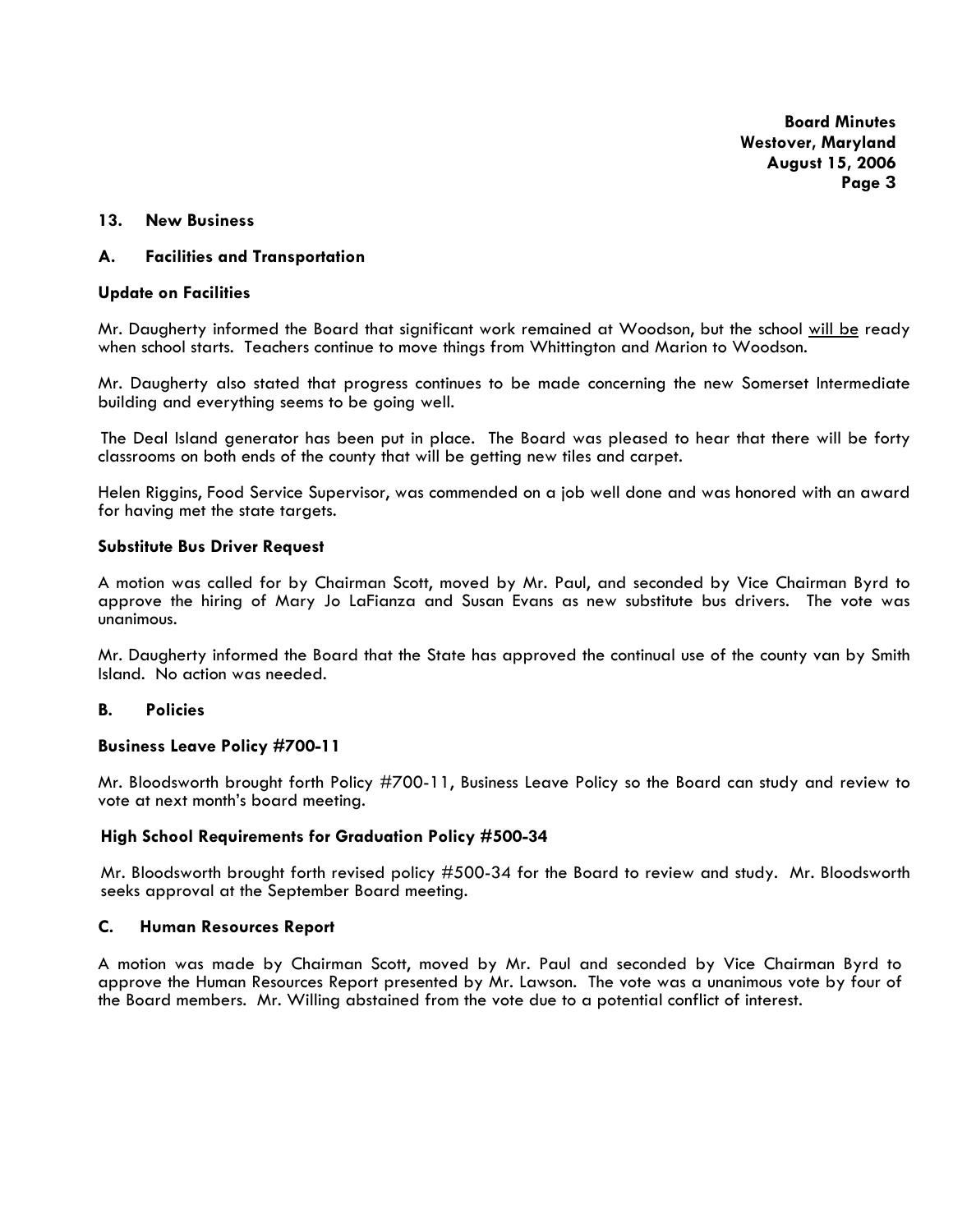## 13. New Business

### A. Facilities and Transportation

**Update on Facilities**

Mr. Daugherty informed the Board that significant work remained at Woodson, but the school <u>will be</u> ready when school starts. Teachers continue to move things from Whittington and Marion to Woodson.

Mr. Daugherty also stated that progress continues to be made concerning the new Somerset Intermediate building and everything seems to be going well.

The Deal Island generator has been put in place. The Board was pleased to hear that there will be forty classrooms on both ends of the county that will be getting new tiles and carpet.

Helen Riggins, Food Service Supervisor, was commended on a job well done and was honored with an award for having met the state targets.

**Substitute Bus Driver Request**

A motion was called for by Chairman Scott, moved by Mr. Paul, and seconded by Vice Chairman Byrd to approve the hiring of Mary Jo LaFianza and Susan Evans as new substitute bus drivers. The vote was unanimous.

Mr. Daugherty informed the Board that the State has approved the continual use of the county van by Smith Island. No action was needed.

### B. Policies

**Business Leave Policy #700-11**

Mr. Bloodsworth brought forth Policy #700-11, Business Leave Policy so the Board can study and review to vote at next month's board meeting.

**High School Requirements for Graduation Policy #500-34**

Mr. Bloodsworth brought forth revised policy #500-34 for the Board to review and study. Mr. Bloodsworth seeks approval at the September Board meeting.

### C. Human Resources Report

A motion was made by Chairman Scott, moved by Mr. Paul and seconded by Vice Chairman Byrd to approve the Human Resources Report presented by Mr. Lawson. The vote was a unanimous vote by four of the Board members. Mr. Willing abstained from the vote due to a potential conflict of interest.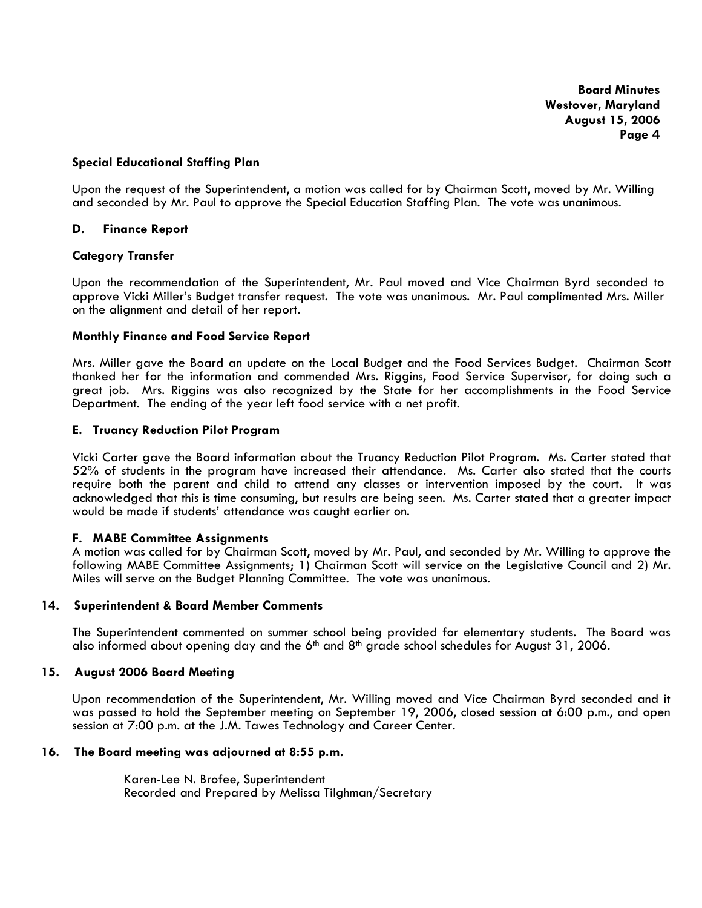**Special Educational Staffing Plan**

Upon the request of the Superintendent, a motion was called for by Chairman Scott, moved by Mr. Willing and seconded by Mr. Paul to approve the Special Education Staffing Plan. The vote was unanimous.

### D. Finance Report

**Category Transfer**

Upon the recommendation of the Superintendent, Mr. Paul moved and Vice Chairman Byrd seconded to approve Vicki Miller's Budget transfer request. The vote was unanimous. Mr. Paul complimented Mrs. Miller on the alignment and detail of her report.

**Monthly Finance and Food Service Report**

Mrs. Miller gave the Board an update on the Local Budget and the Food Services Budget. Chairman Scott thanked her for the information and commended Mrs. Riggins, Food Service Supervisor, for doing such a great job. Mrs. Riggins was also recognized by the State for her accomplishments in the Food Service Department. The ending of the year left food service with a net profit.

### E. Truancy Reduction Pilot Program

Vicki Carter gave the Board information about the Truancy Reduction Pilot Program. Ms. Carter stated that 52% of students in the program have increased their attendance. Ms. Carter also stated that the courts require both the parent and child to attend any classes or intervention imposed by the court. It was acknowledged that this is time consuming, but results are being seen. Ms. Carter stated that a greater impact would be made if students' attendance was caught earlier on.

### F. MABE Committee Assignments

A motion was called for by Chairman Scott, moved by Mr. Paul, and seconded by Mr. Willing to approve the following MABE Committee Assignments; 1) Chairman Scott will service on the Legislative Council and 2) Mr. Miles will serve on the Budget Planning Committee. The vote was unanimous.

## 14. Superintendent & Board Member Comments

The Superintendent commented on summer school being provided for elementary students. The Board was also informed about opening day and the 6th and 8th grade school schedules for August 31, 2006.

## 15. August 2006 Board Meeting

Upon recommendation of the Superintendent, Mr. Willing moved and Vice Chairman Byrd seconded and it was passed to hold the September meeting on September 19, 2006, closed session at 6:00 p.m., and open session at 7:00 p.m. at the J.M. Tawes Technology and Career Center.

## 16. The Board meeting was adjourned at 8:55 p.m.

Karen-Lee N. Brofee, Superintendent
Recorded and Prepared by Melissa Tilghman/Secretary